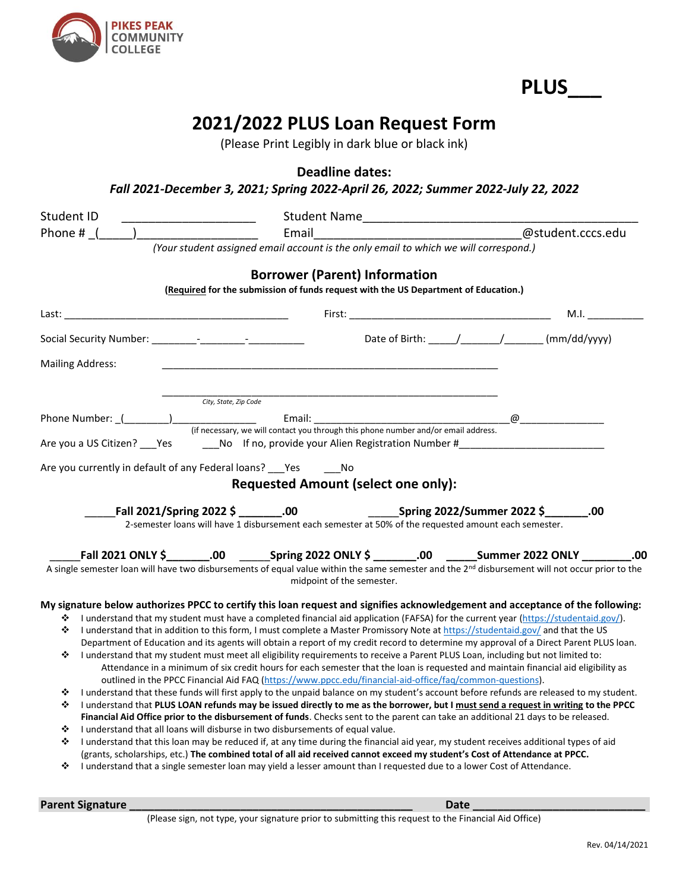PIKES PEAK COMMUNITY COLLEGE

**PLUS___**

# 2021/2022 PLUS Loan Request Form

(Please Print Legibly in dark blue or black ink)

**Deadline dates:**

***Fall 2021-December 3, 2021; Spring 2022-April 26, 2022; Summer 2022-July 22, 2022***

Student ID ____________________ Student Name ________________________________________

Phone # _(_____)__________________ Email____________________________@student.cccs.edu

*(Your student assigned email account is the only email to which we will correspond.)*

## Borrower (Parent) Information

**(Required for the submission of funds request with the US Department of Education.)**

Last: ____________________________________ First: ________________________________ M.I. _________

Social Security Number: ________-________-__________ Date of Birth: _____/_______/_______ (mm/dd/yyyy)

Mailing Address: ____________________________________________________________

____________________________________________________________
City, State, Zip Code

Phone Number: _(________)_______________ Email: _________________________________@_______________
(if necessary, we will contact you through this phone number and/or email address.)

Are you a US Citizen? ___Yes ___No If no, provide your Alien Registration Number #_________________________

Are you currently in default of any Federal loans? ___Yes ___No

## Requested Amount (select one only):

_____**Fall 2021/Spring 2022 $ _______.00** _____**Spring 2022/Summer 2022 $_______.00**

2-semester loans will have 1 disbursement each semester at 50% of the requested amount each semester.

_____**Fall 2021 ONLY $_______.00** _____**Spring 2022 ONLY $ _______.00** _____**Summer 2022 ONLY ________.00**

A single semester loan will have two disbursements of equal value within the same semester and the 2nd disbursement will not occur prior to the midpoint of the semester.

**My signature below authorizes PPCC to certify this loan request and signifies acknowledgement and acceptance of the following:**

- I understand that my student must have a completed financial aid application (FAFSA) for the current year (https://studentaid.gov/).
- I understand that in addition to this form, I must complete a Master Promissory Note at https://studentaid.gov/ and that the US Department of Education and its agents will obtain a report of my credit record to determine my approval of a Direct Parent PLUS loan.
- I understand that my student must meet all eligibility requirements to receive a Parent PLUS Loan, including but not limited to: Attendance in a minimum of six credit hours for each semester that the loan is requested and maintain financial aid eligibility as outlined in the PPCC Financial Aid FAQ (https://www.ppcc.edu/financial-aid-office/faq/common-questions).
- I understand that these funds will first apply to the unpaid balance on my student's account before refunds are released to my student.
- I understand that **PLUS LOAN refunds may be issued directly to me as the borrower, but I must send a request in writing to the PPCC Financial Aid Office prior to the disbursement of funds**. Checks sent to the parent can take an additional 21 days to be released.
- I understand that all loans will disburse in two disbursements of equal value.
- I understand that this loan may be reduced if, at any time during the financial aid year, my student receives additional types of aid (grants, scholarships, etc.) **The combined total of all aid received cannot exceed my student's Cost of Attendance at PPCC.**
- I understand that a single semester loan may yield a lesser amount than I requested due to a lower Cost of Attendance.

**Parent Signature ____________________________________________ Date ___________________________**

(Please sign, not type, your signature prior to submitting this request to the Financial Aid Office)

Rev. 04/14/2021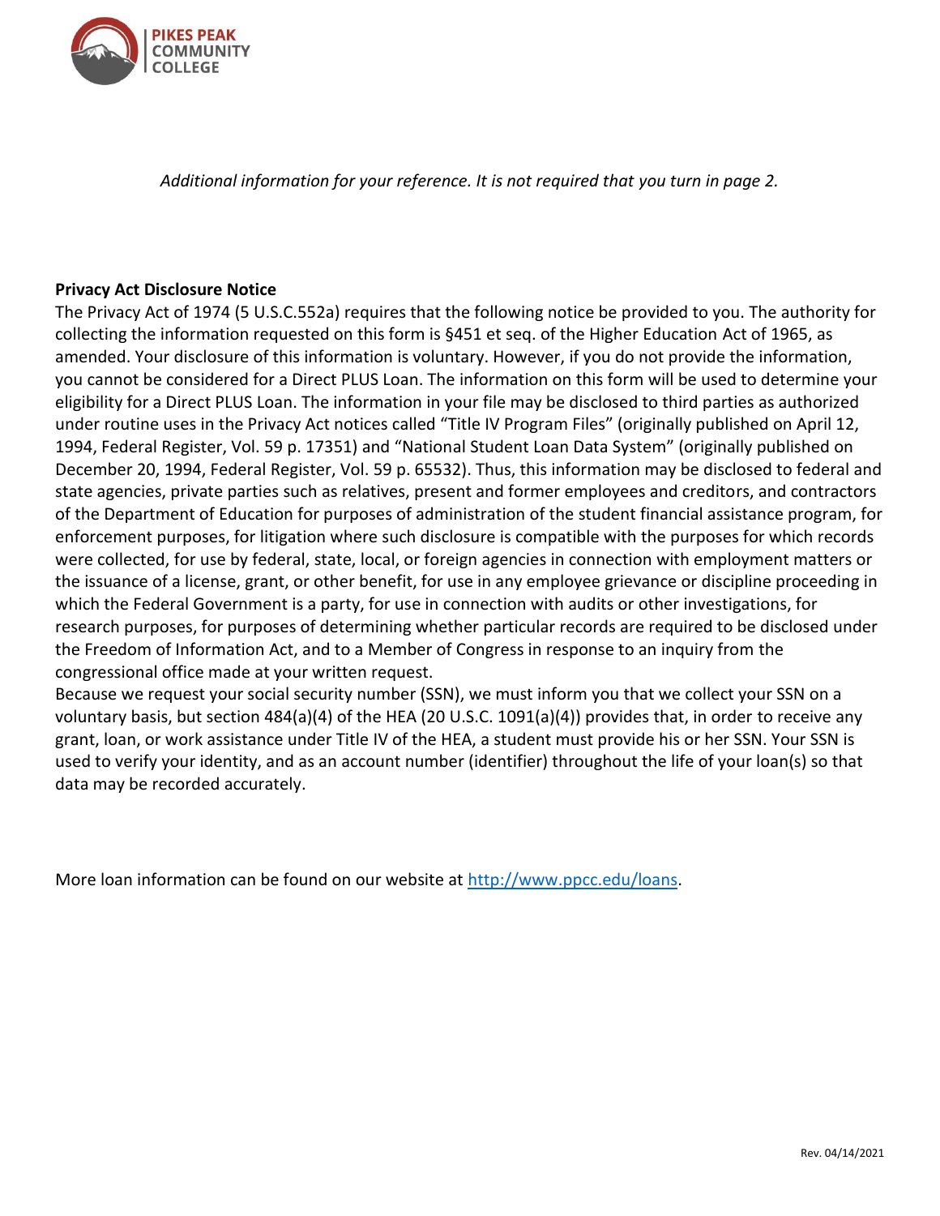*Additional information for your reference. It is not required that you turn in page 2.*

**Privacy Act Disclosure Notice**

The Privacy Act of 1974 (5 U.S.C.552a) requires that the following notice be provided to you. The authority for collecting the information requested on this form is §451 et seq. of the Higher Education Act of 1965, as amended. Your disclosure of this information is voluntary. However, if you do not provide the information, you cannot be considered for a Direct PLUS Loan. The information on this form will be used to determine your eligibility for a Direct PLUS Loan. The information in your file may be disclosed to third parties as authorized under routine uses in the Privacy Act notices called "Title IV Program Files" (originally published on April 12, 1994, Federal Register, Vol. 59 p. 17351) and "National Student Loan Data System" (originally published on December 20, 1994, Federal Register, Vol. 59 p. 65532). Thus, this information may be disclosed to federal and state agencies, private parties such as relatives, present and former employees and creditors, and contractors of the Department of Education for purposes of administration of the student financial assistance program, for enforcement purposes, for litigation where such disclosure is compatible with the purposes for which records were collected, for use by federal, state, local, or foreign agencies in connection with employment matters or the issuance of a license, grant, or other benefit, for use in any employee grievance or discipline proceeding in which the Federal Government is a party, for use in connection with audits or other investigations, for research purposes, for purposes of determining whether particular records are required to be disclosed under the Freedom of Information Act, and to a Member of Congress in response to an inquiry from the congressional office made at your written request.

Because we request your social security number (SSN), we must inform you that we collect your SSN on a voluntary basis, but section 484(a)(4) of the HEA (20 U.S.C. 1091(a)(4)) provides that, in order to receive any grant, loan, or work assistance under Title IV of the HEA, a student must provide his or her SSN. Your SSN is used to verify your identity, and as an account number (identifier) throughout the life of your loan(s) so that data may be recorded accurately.

More loan information can be found on our website at [http://www.ppcc.edu/loans](http://www.ppcc.edu/loans).

Rev. 04/14/2021